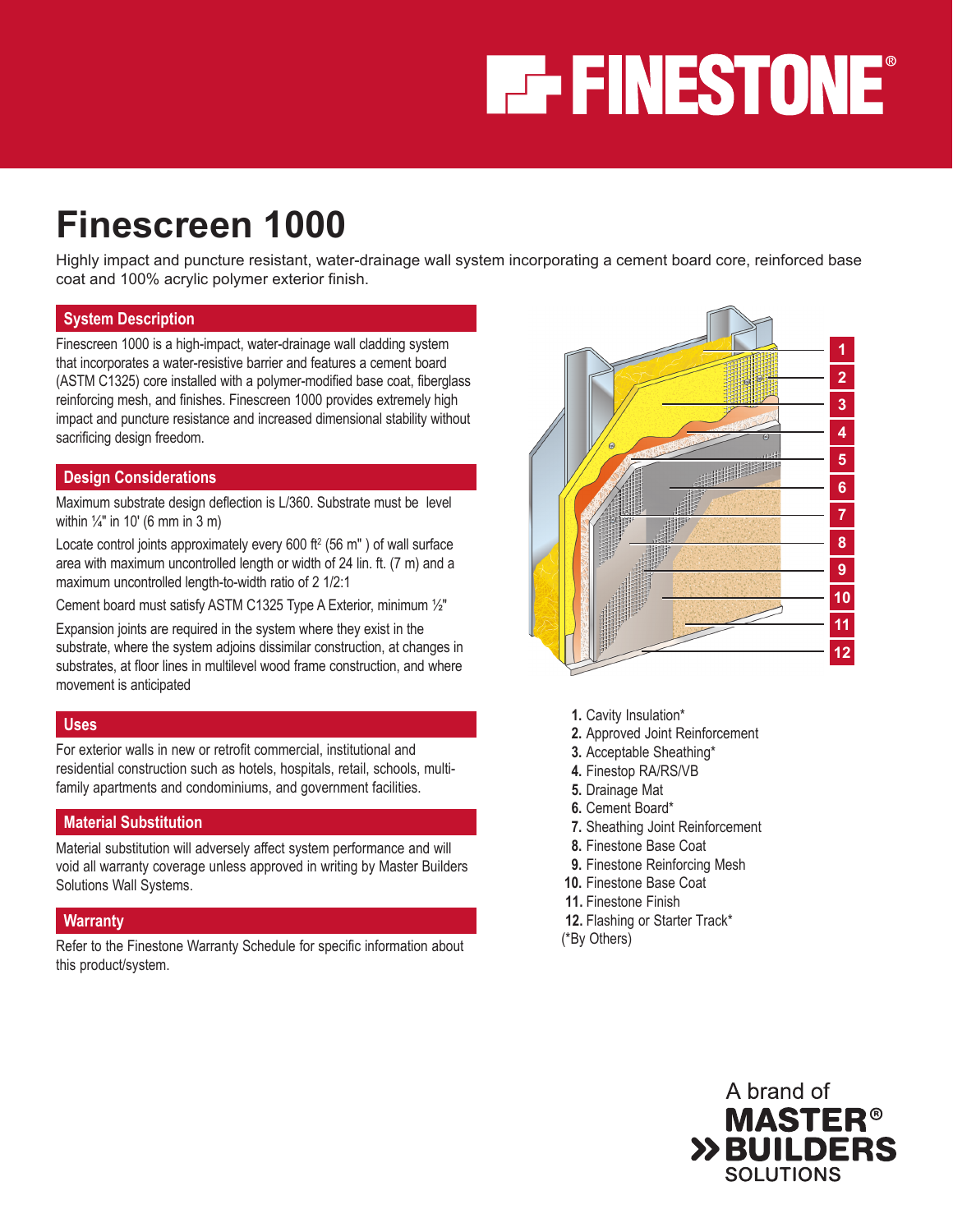# Finescreen 1000

Highly impact and puncture resistant, water-drainage wall system incorporating a cement board core, reinforced base coat and 100% acrylic polymer exterior finish.

## System Description

Finescreen 1000 is a high-impact, water-drainage wall cladding system that incorporates a water-resistive barrier and features a cement board (ASTM C1325) core installed with a polymer-modified base coat, fiberglass reinforcing mesh, and finishes. Finescreen 1000 provides extremely high impact and puncture resistance and increased dimensional stability without sacrificing design freedom.

## Design Considerations

Maximum substrate design deflection is L/360. Substrate must be level within ¼" in 10' (6 mm in 3 m)

Locate control joints approximately every 600 ft$^2$ (56 m" ) of wall surface area with maximum uncontrolled length or width of 24 lin. ft. (7 m) and a maximum uncontrolled length-to-width ratio of 2 1/2:1

Cement board must satisfy ASTM C1325 Type A Exterior, minimum ½"

Expansion joints are required in the system where they exist in the substrate, where the system adjoins dissimilar construction, at changes in substrates, at floor lines in multilevel wood frame construction, and where movement is anticipated

## Uses

For exterior walls in new or retrofit commercial, institutional and residential construction such as hotels, hospitals, retail, schools, multi-family apartments and condominiums, and government facilities.

## Material Substitution

Material substitution will adversely affect system performance and will void all warranty coverage unless approved in writing by Master Builders Solutions Wall Systems.

## Warranty

Refer to the Finestone Warranty Schedule for specific information about this product/system.

1. Cavity Insulation*
2. Approved Joint Reinforcement
3. Acceptable Sheathing*
4. Finestop RA/RS/VB
5. Drainage Mat
6. Cement Board*
7. Sheathing Joint Reinforcement
8. Finestone Base Coat
9. Finestone Reinforcing Mesh
10. Finestone Base Coat
11. Finestone Finish
12. Flashing or Starter Track*

(*By Others)

A brand of MASTER BUILDERS SOLUTIONS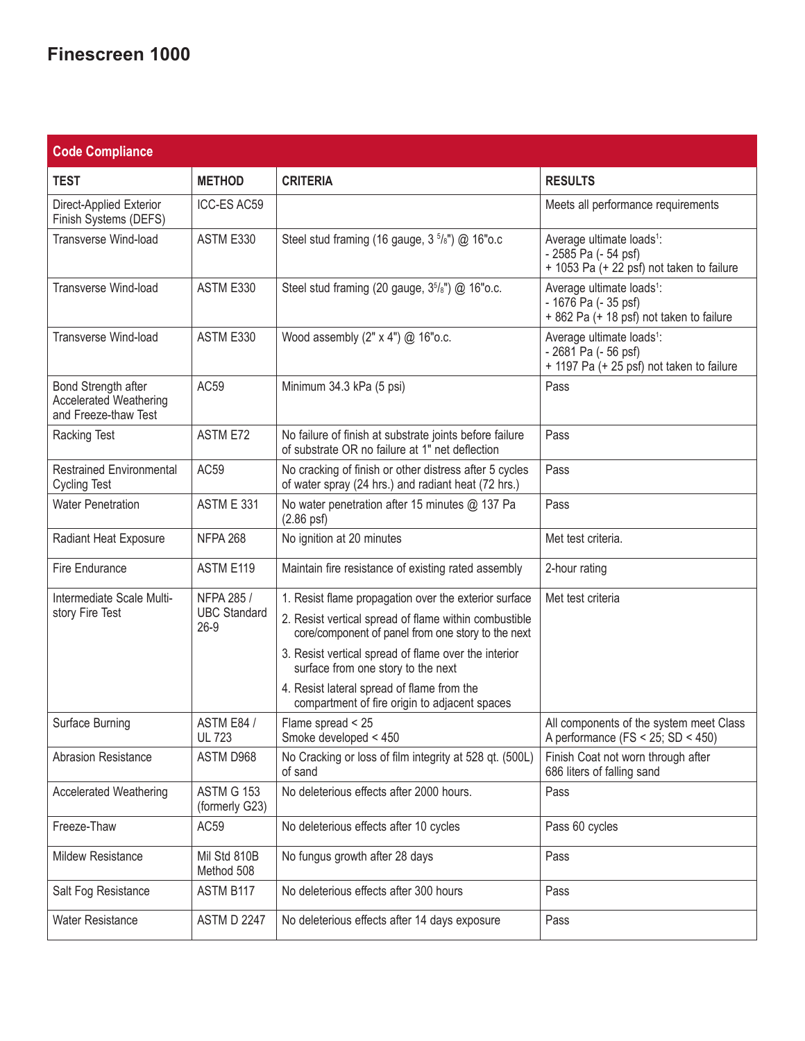# Finescreen 1000

| Code Compliance | | | |
|---|---|---|---|
| **TEST** | **METHOD** | **CRITERIA** | **RESULTS** |
| Direct-Applied Exterior Finish Systems (DEFS) | ICC-ES AC59 | | Meets all performance requirements |
| Transverse Wind-load | ASTM E330 | Steel stud framing (16 gauge, 3 $^{5}/_{8}$") @ 16"o.c | Average ultimate loads[1]:<br>- 2585 Pa (- 54 psf)<br>+ 1053 Pa (+ 22 psf) not taken to failure |
| Transverse Wind-load | ASTM E330 | Steel stud framing (20 gauge, 3$^{5}/_{8}$") @ 16"o.c. | Average ultimate loads[1]:<br>- 1676 Pa (- 35 psf)<br>+ 862 Pa (+ 18 psf) not taken to failure |
| Transverse Wind-load | ASTM E330 | Wood assembly (2" x 4") @ 16"o.c. | Average ultimate loads[1]:<br>- 2681 Pa (- 56 psf)<br>+ 1197 Pa (+ 25 psf) not taken to failure |
| Bond Strength after Accelerated Weathering and Freeze-thaw Test | AC59 | Minimum 34.3 kPa (5 psi) | Pass |
| Racking Test | ASTM E72 | No failure of finish at substrate joints before failure of substrate OR no failure at 1" net deflection | Pass |
| Restrained Environmental Cycling Test | AC59 | No cracking of finish or other distress after 5 cycles of water spray (24 hrs.) and radiant heat (72 hrs.) | Pass |
| Water Penetration | ASTM E 331 | No water penetration after 15 minutes @ 137 Pa (2.86 psf) | Pass |
| Radiant Heat Exposure | NFPA 268 | No ignition at 20 minutes | Met test criteria. |
| Fire Endurance | ASTM E119 | Maintain fire resistance of existing rated assembly | 2-hour rating |
| Intermediate Scale Multi-story Fire Test | NFPA 285 / UBC Standard 26-9 | 1. Resist flame propagation over the exterior surface<br>2. Resist vertical spread of flame within combustible core/component of panel from one story to the next<br>3. Resist vertical spread of flame over the interior surface from one story to the next<br>4. Resist lateral spread of flame from the compartment of fire origin to adjacent spaces | Met test criteria |
| Surface Burning | ASTM E84 / UL 723 | Flame spread < 25<br>Smoke developed < 450 | All components of the system meet Class A performance (FS < 25; SD < 450) |
| Abrasion Resistance | ASTM D968 | No Cracking or loss of film integrity at 528 qt. (500L) of sand | Finish Coat not worn through after 686 liters of falling sand |
| Accelerated Weathering | ASTM G 153 (formerly G23) | No deleterious effects after 2000 hours. | Pass |
| Freeze-Thaw | AC59 | No deleterious effects after 10 cycles | Pass 60 cycles |
| Mildew Resistance | Mil Std 810B Method 508 | No fungus growth after 28 days | Pass |
| Salt Fog Resistance | ASTM B117 | No deleterious effects after 300 hours | Pass |
| Water Resistance | ASTM D 2247 | No deleterious effects after 14 days exposure | Pass |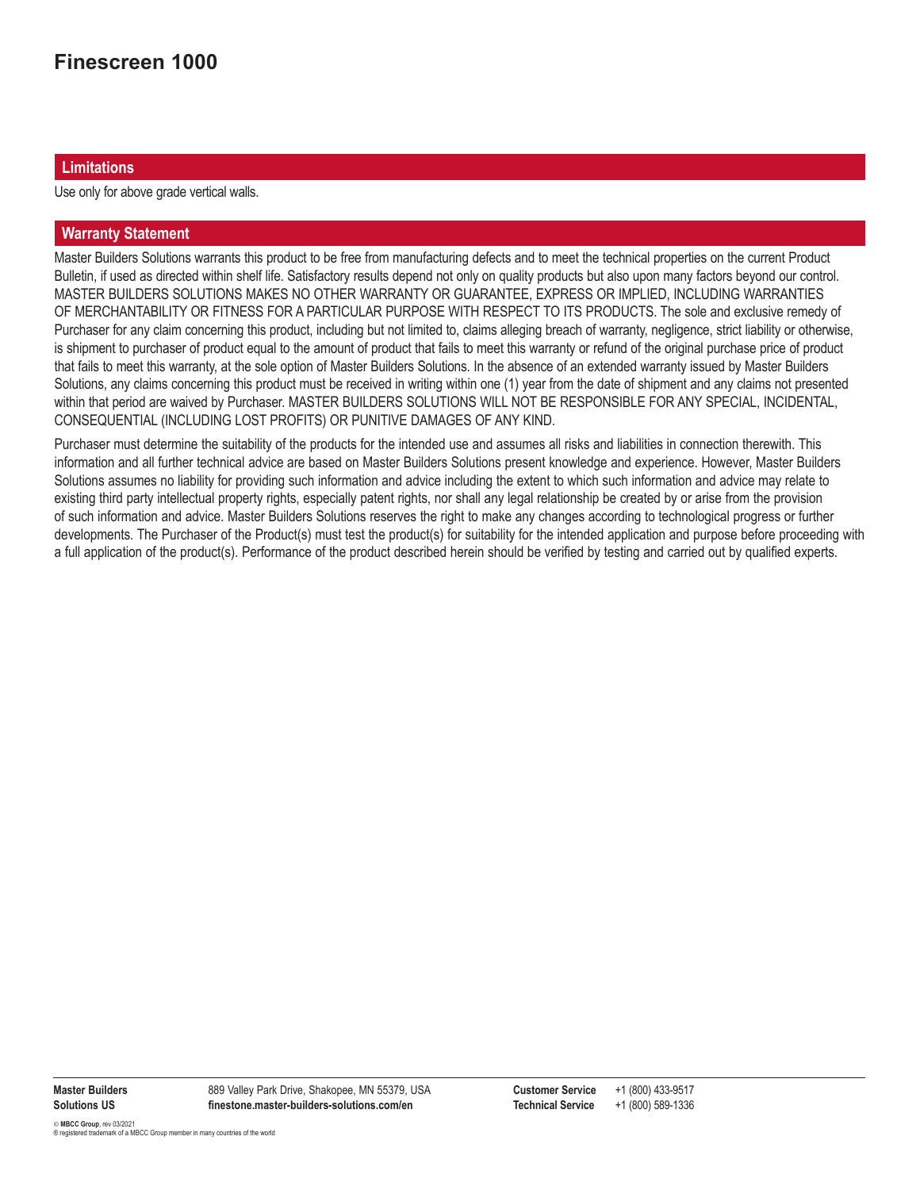# Finescreen 1000

## Limitations

Use only for above grade vertical walls.

## Warranty Statement

Master Builders Solutions warrants this product to be free from manufacturing defects and to meet the technical properties on the current Product Bulletin, if used as directed within shelf life. Satisfactory results depend not only on quality products but also upon many factors beyond our control. MASTER BUILDERS SOLUTIONS MAKES NO OTHER WARRANTY OR GUARANTEE, EXPRESS OR IMPLIED, INCLUDING WARRANTIES OF MERCHANTABILITY OR FITNESS FOR A PARTICULAR PURPOSE WITH RESPECT TO ITS PRODUCTS. The sole and exclusive remedy of Purchaser for any claim concerning this product, including but not limited to, claims alleging breach of warranty, negligence, strict liability or otherwise, is shipment to purchaser of product equal to the amount of product that fails to meet this warranty or refund of the original purchase price of product that fails to meet this warranty, at the sole option of Master Builders Solutions. In the absence of an extended warranty issued by Master Builders Solutions, any claims concerning this product must be received in writing within one (1) year from the date of shipment and any claims not presented within that period are waived by Purchaser. MASTER BUILDERS SOLUTIONS WILL NOT BE RESPONSIBLE FOR ANY SPECIAL, INCIDENTAL, CONSEQUENTIAL (INCLUDING LOST PROFITS) OR PUNITIVE DAMAGES OF ANY KIND.

Purchaser must determine the suitability of the products for the intended use and assumes all risks and liabilities in connection therewith. This information and all further technical advice are based on Master Builders Solutions present knowledge and experience. However, Master Builders Solutions assumes no liability for providing such information and advice including the extent to which such information and advice may relate to existing third party intellectual property rights, especially patent rights, nor shall any legal relationship be created by or arise from the provision of such information and advice. Master Builders Solutions reserves the right to make any changes according to technological progress or further developments. The Purchaser of the Product(s) must test the product(s) for suitability for the intended application and purpose before proceeding with a full application of the product(s). Performance of the product described herein should be verified by testing and carried out by qualified experts.

**Master Builders Solutions US**
889 Valley Park Drive, Shakopee, MN 55379, USA
**finestone.master-builders-solutions.com/en**

**Customer Service** +1 (800) 433-9517
**Technical Service** +1 (800) 589-1336

© **MBCC Group**, rev 03/2021
® registered trademark of a MBCC Group member in many countries of the world